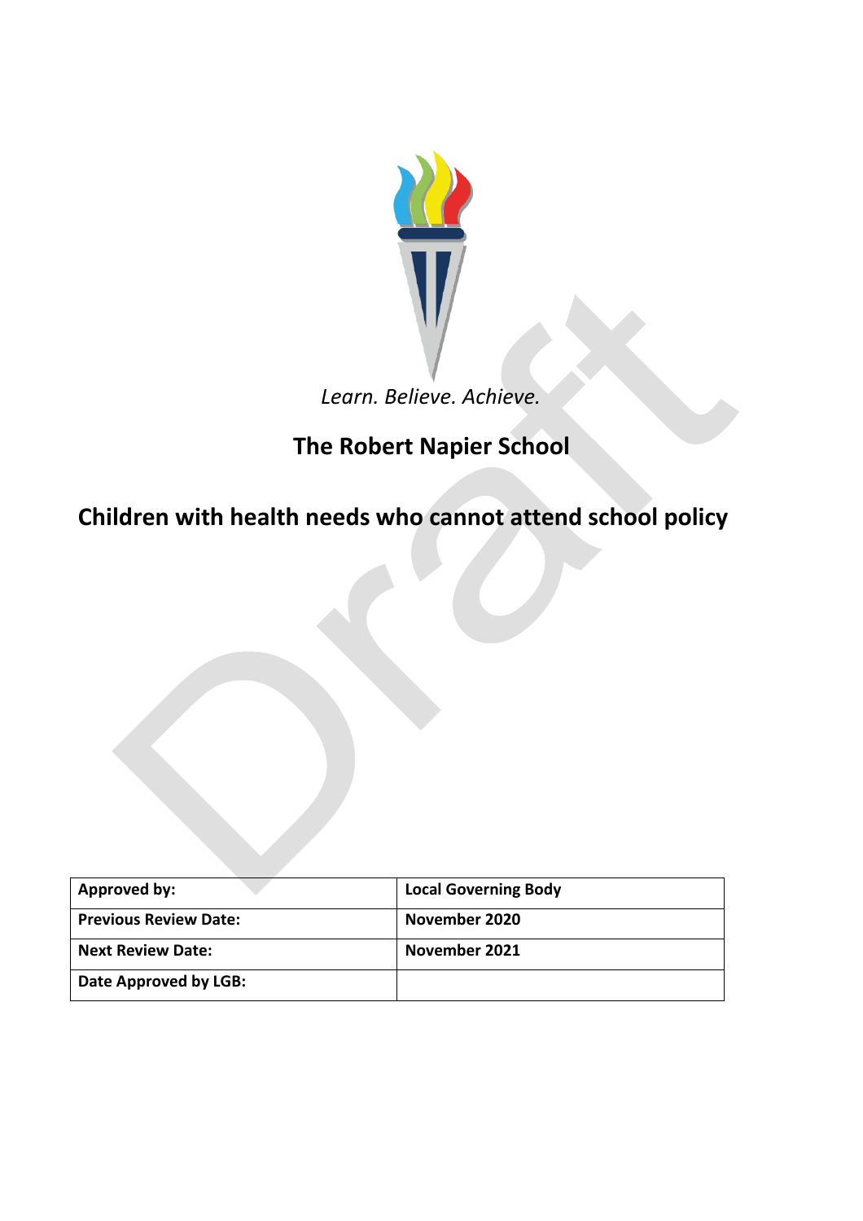*Learn. Believe. Achieve.*

# The Robert Napier School

# Children with health needs who cannot attend school policy

| Approved by: | Local Governing Body |
|---|---|
| Previous Review Date: | November 2020 |
| Next Review Date: | November 2021 |
| Date Approved by LGB: | |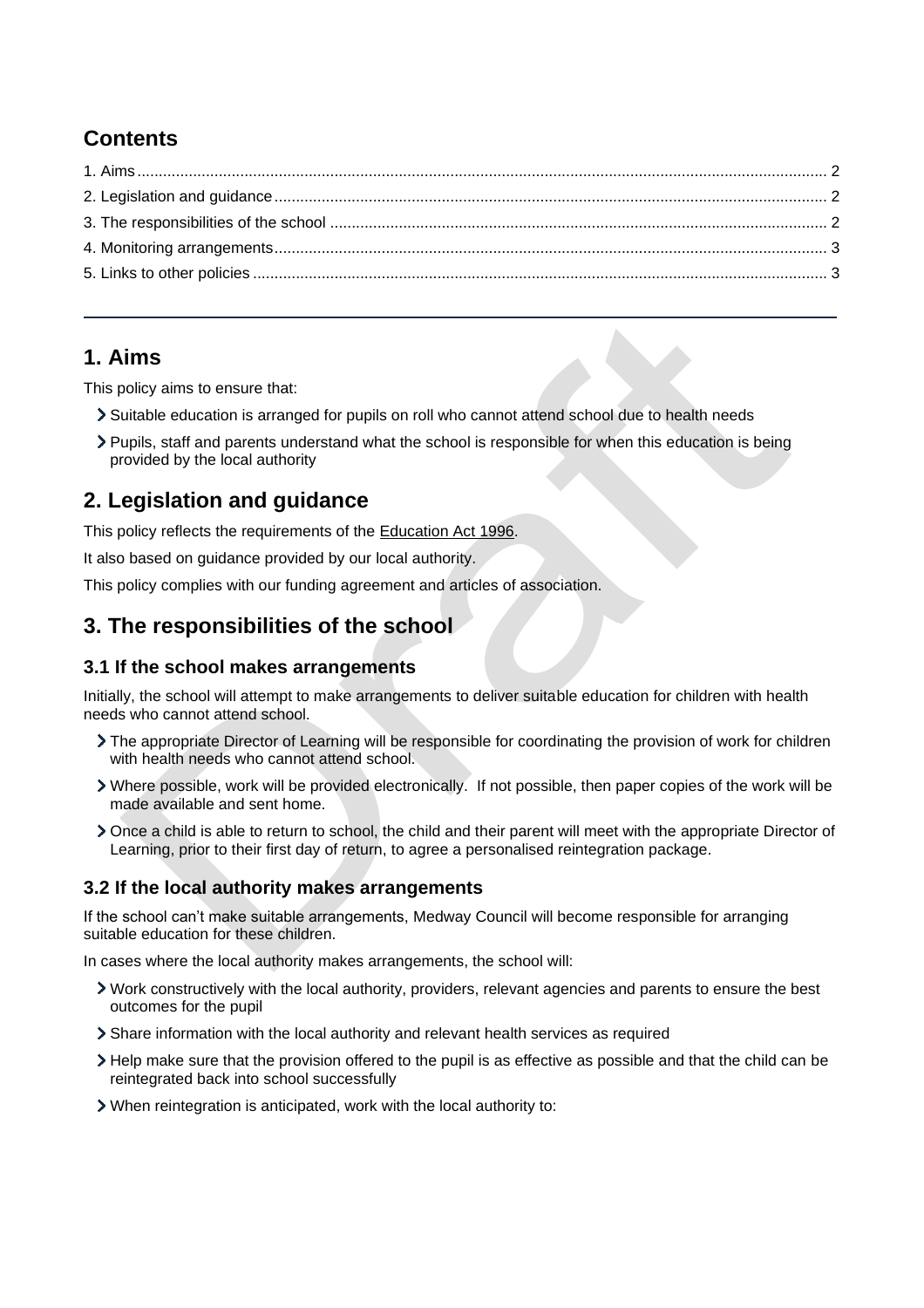## Contents

1. Aims ........ 2
2. Legislation and guidance ........ 2
3. The responsibilities of the school ........ 2
4. Monitoring arrangements ........ 3
5. Links to other policies ........ 3

---

## 1. Aims

This policy aims to ensure that:

- Suitable education is arranged for pupils on roll who cannot attend school due to health needs
- Pupils, staff and parents understand what the school is responsible for when this education is being provided by the local authority

## 2. Legislation and guidance

This policy reflects the requirements of the Education Act 1996.

It also based on guidance provided by our local authority.

This policy complies with our funding agreement and articles of association.

## 3. The responsibilities of the school

### 3.1 If the school makes arrangements

Initially, the school will attempt to make arrangements to deliver suitable education for children with health needs who cannot attend school.

- The appropriate Director of Learning will be responsible for coordinating the provision of work for children with health needs who cannot attend school.
- Where possible, work will be provided electronically. If not possible, then paper copies of the work will be made available and sent home.
- Once a child is able to return to school, the child and their parent will meet with the appropriate Director of Learning, prior to their first day of return, to agree a personalised reintegration package.

### 3.2 If the local authority makes arrangements

If the school can't make suitable arrangements, Medway Council will become responsible for arranging suitable education for these children.

In cases where the local authority makes arrangements, the school will:

- Work constructively with the local authority, providers, relevant agencies and parents to ensure the best outcomes for the pupil
- Share information with the local authority and relevant health services as required
- Help make sure that the provision offered to the pupil is as effective as possible and that the child can be reintegrated back into school successfully
- When reintegration is anticipated, work with the local authority to: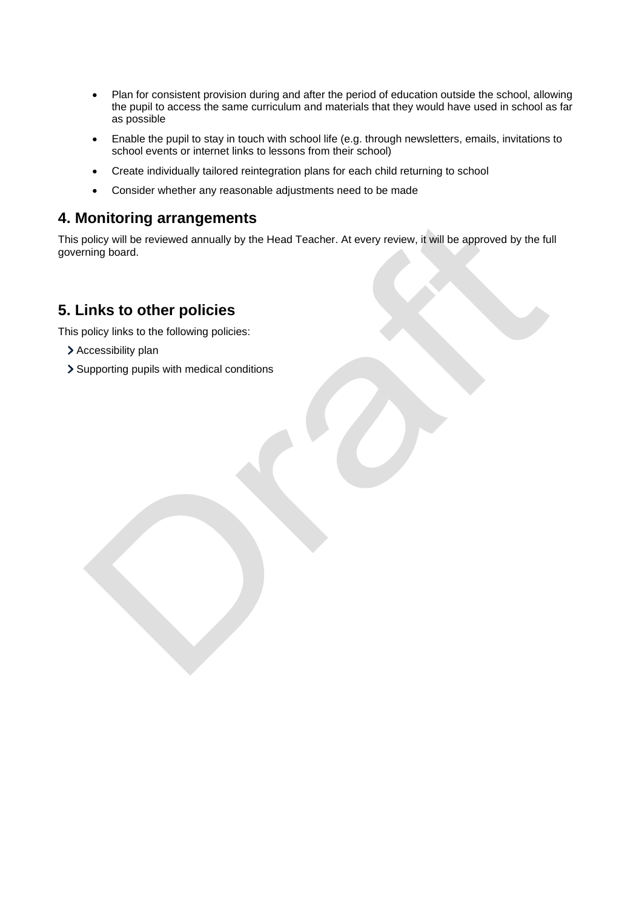- Plan for consistent provision during and after the period of education outside the school, allowing the pupil to access the same curriculum and materials that they would have used in school as far as possible
- Enable the pupil to stay in touch with school life (e.g. through newsletters, emails, invitations to school events or internet links to lessons from their school)
- Create individually tailored reintegration plans for each child returning to school
- Consider whether any reasonable adjustments need to be made

## 4. Monitoring arrangements

This policy will be reviewed annually by the Head Teacher. At every review, it will be approved by the full governing board.

## 5. Links to other policies

This policy links to the following policies:

- Accessibility plan
- Supporting pupils with medical conditions